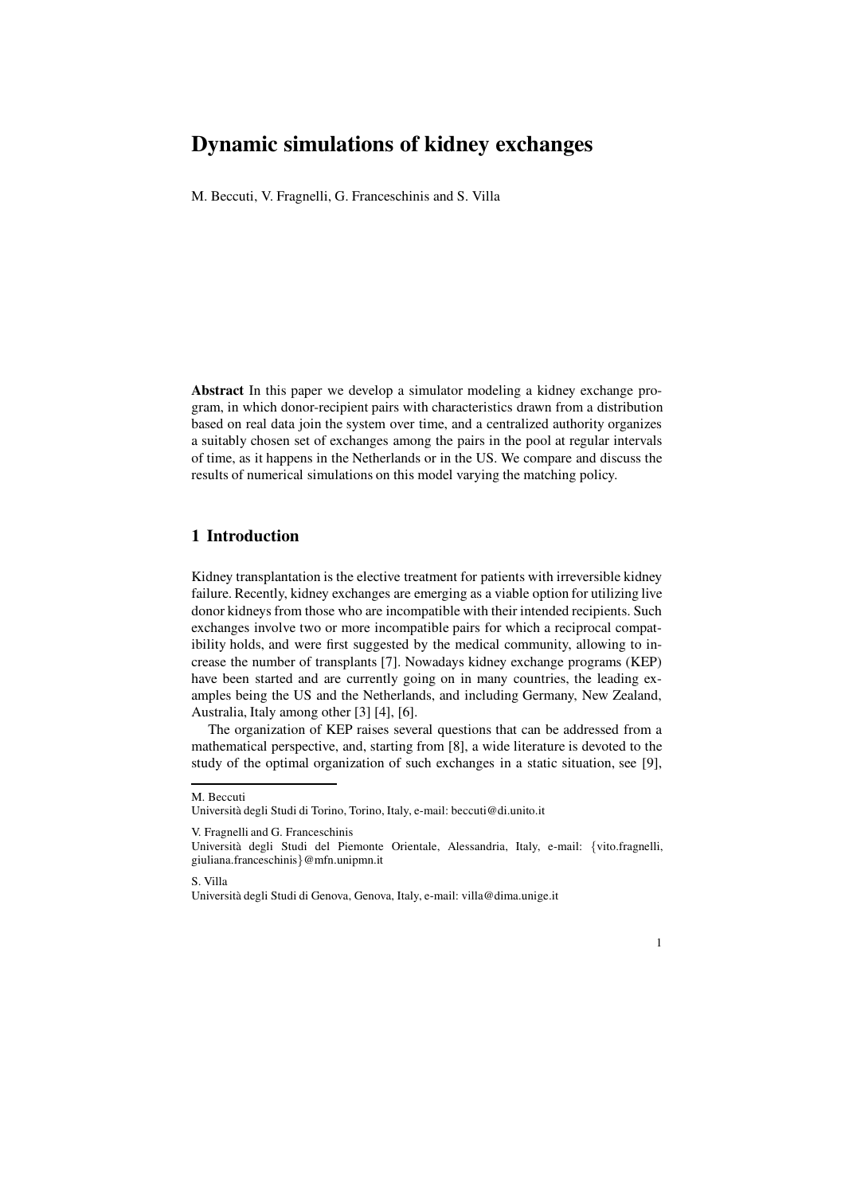# Dynamic simulations of kidney exchanges

M. Beccuti, V. Fragnelli, G. Franceschinis and S. Villa

**Abstract** In this paper we develop a simulator modeling a kidney exchange program, in which donor-recipient pairs with characteristics drawn from a distribution based on real data join the system over time, and a centralized authority organizes a suitably chosen set of exchanges among the pairs in the pool at regular intervals of time, as it happens in the Netherlands or in the US. We compare and discuss the results of numerical simulations on this model varying the matching policy.

## 1 Introduction

Kidney transplantation is the elective treatment for patients with irreversible kidney failure. Recently, kidney exchanges are emerging as a viable option for utilizing live donor kidneys from those who are incompatible with their intended recipients. Such exchanges involve two or more incompatible pairs for which a reciprocal compatibility holds, and were first suggested by the medical community, allowing to increase the number of transplants [7]. Nowadays kidney exchange programs (KEP) have been started and are currently going on in many countries, the leading examples being the US and the Netherlands, and including Germany, New Zealand, Australia, Italy among other [3] [4], [6].

The organization of KEP raises several questions that can be addressed from a mathematical perspective, and, starting from [8], a wide literature is devoted to the study of the optimal organization of such exchanges in a static situation, see [9],

---

M. Beccuti
Università degli Studi di Torino, Torino, Italy, e-mail: beccuti@di.unito.it

V. Fragnelli and G. Franceschinis
Università degli Studi del Piemonte Orientale, Alessandria, Italy, e-mail: {vito.fragnelli, giuliana.franceschinis}@mfn.unipmn.it

S. Villa
Università degli Studi di Genova, Genova, Italy, e-mail: villa@dima.unige.it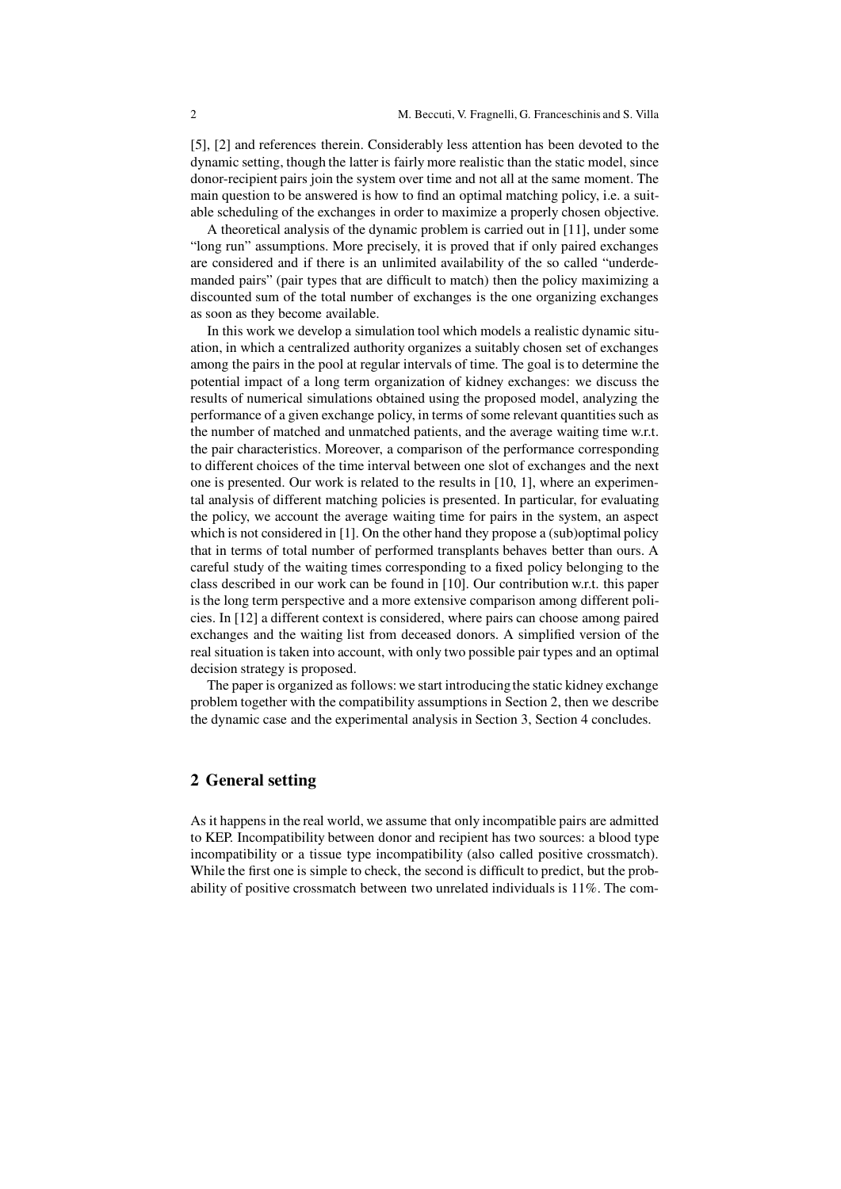[5], [2] and references therein. Considerably less attention has been devoted to the dynamic setting, though the latter is fairly more realistic than the static model, since donor-recipient pairs join the system over time and not all at the same moment. The main question to be answered is how to find an optimal matching policy, i.e. a suitable scheduling of the exchanges in order to maximize a properly chosen objective.

A theoretical analysis of the dynamic problem is carried out in [11], under some "long run" assumptions. More precisely, it is proved that if only paired exchanges are considered and if there is an unlimited availability of the so called "underdemanded pairs" (pair types that are difficult to match) then the policy maximizing a discounted sum of the total number of exchanges is the one organizing exchanges as soon as they become available.

In this work we develop a simulation tool which models a realistic dynamic situation, in which a centralized authority organizes a suitably chosen set of exchanges among the pairs in the pool at regular intervals of time. The goal is to determine the potential impact of a long term organization of kidney exchanges: we discuss the results of numerical simulations obtained using the proposed model, analyzing the performance of a given exchange policy, in terms of some relevant quantities such as the number of matched and unmatched patients, and the average waiting time w.r.t. the pair characteristics. Moreover, a comparison of the performance corresponding to different choices of the time interval between one slot of exchanges and the next one is presented. Our work is related to the results in [10, 1], where an experimental analysis of different matching policies is presented. In particular, for evaluating the policy, we account the average waiting time for pairs in the system, an aspect which is not considered in [1]. On the other hand they propose a (sub)optimal policy that in terms of total number of performed transplants behaves better than ours. A careful study of the waiting times corresponding to a fixed policy belonging to the class described in our work can be found in [10]. Our contribution w.r.t. this paper is the long term perspective and a more extensive comparison among different policies. In [12] a different context is considered, where pairs can choose among paired exchanges and the waiting list from deceased donors. A simplified version of the real situation is taken into account, with only two possible pair types and an optimal decision strategy is proposed.

The paper is organized as follows: we start introducing the static kidney exchange problem together with the compatibility assumptions in Section 2, then we describe the dynamic case and the experimental analysis in Section 3, Section 4 concludes.

## 2 General setting

As it happens in the real world, we assume that only incompatible pairs are admitted to KEP. Incompatibility between donor and recipient has two sources: a blood type incompatibility or a tissue type incompatibility (also called positive crossmatch). While the first one is simple to check, the second is difficult to predict, but the probability of positive crossmatch between two unrelated individuals is 11%. The com-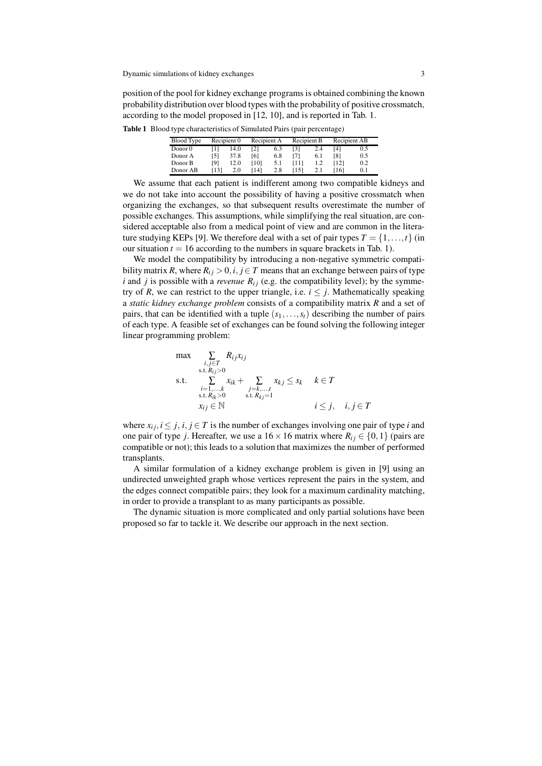position of the pool for kidney exchange programs is obtained combining the known probability distribution over blood types with the probability of positive crossmatch, according to the model proposed in [12, 10], and is reported in Tab. 1.

**Table 1** Blood type characteristics of Simulated Pairs (pair percentage)

| Blood Type | Recipient 0 | | Recipient A | | Recipient B | | Recipient AB | |
|---|---|---|---|---|---|---|---|---|
| Donor 0 | [1] | 14.0 | [2] | 6.3 | [3] | 2.4 | [4] | 0.5 |
| Donor A | [5] | 37.8 | [6] | 6.8 | [7] | 6.1 | [8] | 0.5 |
| Donor B | [9] | 12.0 | [10] | 5.1 | [11] | 1.2 | [12] | 0.2 |
| Donor AB | [13] | 2.0 | [14] | 2.8 | [15] | 2.1 | [16] | 0.1 |

We assume that each patient is indifferent among two compatible kidneys and we do not take into account the possibility of having a positive crossmatch when organizing the exchanges, so that subsequent results overestimate the number of possible exchanges. This assumptions, while simplifying the real situation, are considered acceptable also from a medical point of view and are common in the literature studying KEPs [9]. We therefore deal with a set of pair types $T = \{1,\ldots,t\}$ (in our situation $t = 16$ according to the numbers in square brackets in Tab. 1).

We model the compatibility by introducing a non-negative symmetric compatibility matrix $R$, where $R_{ij} > 0, i, j \in T$ means that an exchange between pairs of type $i$ and $j$ is possible with a *revenue* $R_{ij}$ (e.g. the compatibility level); by the symmetry of $R$, we can restrict to the upper triangle, i.e. $i \leq j$. Mathematically speaking a *static kidney exchange problem* consists of a compatibility matrix $R$ and a set of pairs, that can be identified with a tuple $(s_1,\ldots,s_t)$ describing the number of pairs of each type. A feasible set of exchanges can be found solving the following integer linear programming problem:

$$
\begin{array}{lll}
\max & \displaystyle\sum_{\substack{i,j\in T \\ \text{s.t. } R_{ij}>0}} R_{ij}x_{ij} & \\
\text{s.t.} & \displaystyle\sum_{\substack{i=1,\ldots,k \\ \text{s.t. } R_{ik}>0}} x_{ik} + \sum_{\substack{j=k,\ldots,t \\ \text{s.t. } R_{kj}=1}} x_{kj} \leq s_k & k \in T \\
& x_{ij} \in \mathbb{N} & i \leq j, \quad i,j \in T
\end{array}
$$

where $x_{ij}, i \leq j, i, j \in T$ is the number of exchanges involving one pair of type $i$ and one pair of type $j$. Hereafter, we use a $16 \times 16$ matrix where $R_{ij} \in \{0,1\}$ (pairs are compatible or not); this leads to a solution that maximizes the number of performed transplants.

A similar formulation of a kidney exchange problem is given in [9] using an undirected unweighted graph whose vertices represent the pairs in the system, and the edges connect compatible pairs; they look for a maximum cardinality matching, in order to provide a transplant to as many participants as possible.

The dynamic situation is more complicated and only partial solutions have been proposed so far to tackle it. We describe our approach in the next section.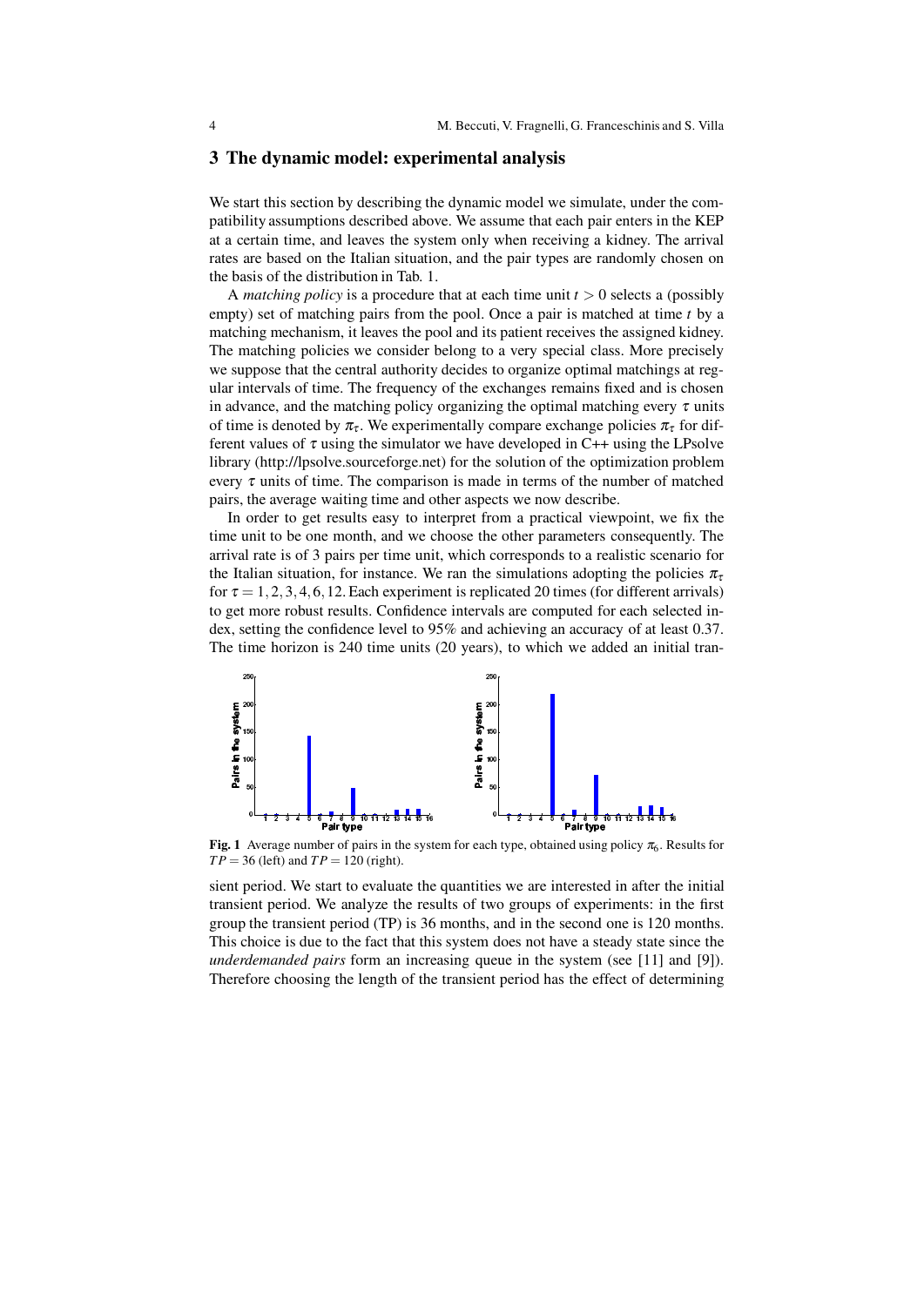## 3 The dynamic model: experimental analysis

We start this section by describing the dynamic model we simulate, under the compatibility assumptions described above. We assume that each pair enters in the KEP at a certain time, and leaves the system only when receiving a kidney. The arrival rates are based on the Italian situation, and the pair types are randomly chosen on the basis of the distribution in Tab. 1.

A *matching policy* is a procedure that at each time unit $t > 0$ selects a (possibly empty) set of matching pairs from the pool. Once a pair is matched at time $t$ by a matching mechanism, it leaves the pool and its patient receives the assigned kidney. The matching policies we consider belong to a very special class. More precisely we suppose that the central authority decides to organize optimal matchings at regular intervals of time. The frequency of the exchanges remains fixed and is chosen in advance, and the matching policy organizing the optimal matching every $\tau$ units of time is denoted by $\pi_\tau$. We experimentally compare exchange policies $\pi_\tau$ for different values of $\tau$ using the simulator we have developed in C++ using the LPsolve library (http://lpsolve.sourceforge.net) for the solution of the optimization problem every $\tau$ units of time. The comparison is made in terms of the number of matched pairs, the average waiting time and other aspects we now describe.

In order to get results easy to interpret from a practical viewpoint, we fix the time unit to be one month, and we choose the other parameters consequently. The arrival rate is of 3 pairs per time unit, which corresponds to a realistic scenario for the Italian situation, for instance. We ran the simulations adopting the policies $\pi_\tau$ for $\tau = 1, 2, 3, 4, 6, 12$. Each experiment is replicated 20 times (for different arrivals) to get more robust results. Confidence intervals are computed for each selected index, setting the confidence level to 95% and achieving an accuracy of at least 0.37. The time horizon is 240 time units (20 years), to which we added an initial transient period. We start to evaluate the quantities we are interested in after the initial transient period. We analyze the results of two groups of experiments: in the first group the transient period (TP) is 36 months, and in the second one is 120 months. This choice is due to the fact that this system does not have a steady state since the *underdemanded pairs* form an increasing queue in the system (see [11] and [9]). Therefore choosing the length of the transient period has the effect of determining

**Fig. 1** Average number of pairs in the system for each type, obtained using policy $\pi_6$. Results for $TP = 36$ (left) and $TP = 120$ (right).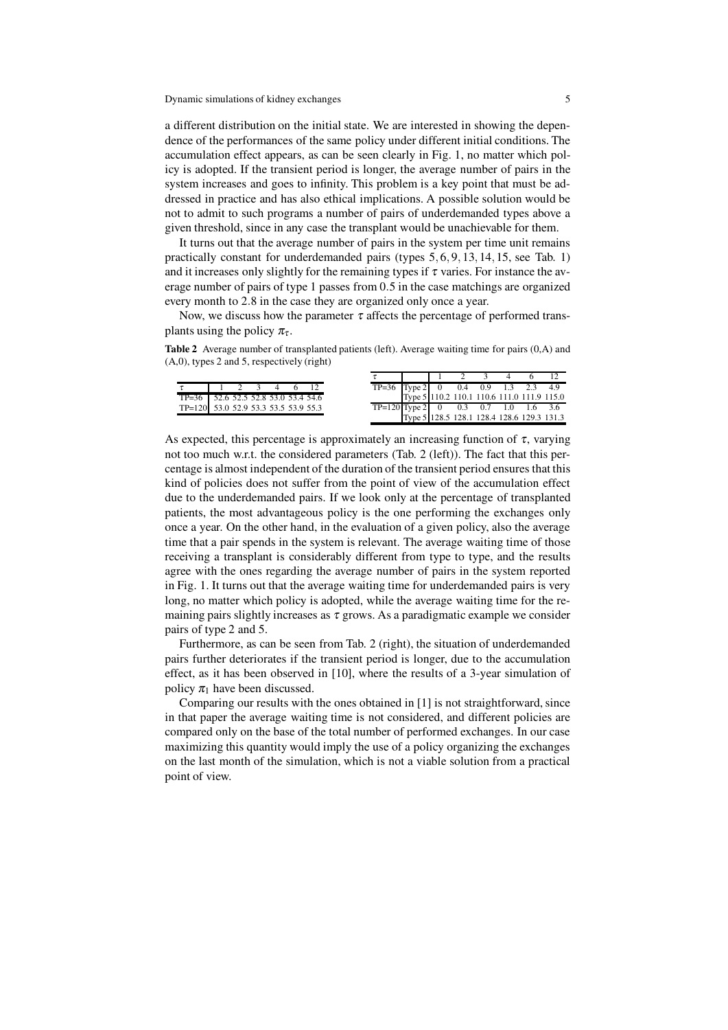a different distribution on the initial state. We are interested in showing the dependence of the performances of the same policy under different initial conditions. The accumulation effect appears, as can be seen clearly in Fig. 1, no matter which policy is adopted. If the transient period is longer, the average number of pairs in the system increases and goes to infinity. This problem is a key point that must be addressed in practice and has also ethical implications. A possible solution would be not to admit to such programs a number of pairs of underdemanded types above a given threshold, since in any case the transplant would be unachievable for them.

It turns out that the average number of pairs in the system per time unit remains practically constant for underdemanded pairs (types $5, 6, 9, 13, 14, 15$, see Tab. 1) and it increases only slightly for the remaining types if $\tau$ varies. For instance the average number of pairs of type 1 passes from 0.5 in the case matchings are organized every month to 2.8 in the case they are organized only once a year.

Now, we discuss how the parameter $\tau$ affects the percentage of performed transplants using the policy $\pi_\tau$.

**Table 2** Average number of transplanted patients (left). Average waiting time for pairs (0,A) and (A,0), types 2 and 5, respectively (right)

| $\tau$ | 1 | 2 | 3 | 4 | 6 | 12 |
|---|---|---|---|---|---|---|
| TP=36 | 52.6 | 52.5 | 52.8 | 53.0 | 53.4 | 54.6 |
| TP=120 | 53.0 | 52.9 | 53.3 | 53.5 | 53.9 | 55.3 |

| $\tau$ | | 1 | 2 | 3 | 4 | 6 | 12 |
|---|---|---|---|---|---|---|---|
| TP=36 | Type 2 | 0 | 0.4 | 0.9 | 1.3 | 2.3 | 4.9 |
| | Type 5 | 110.2 | 110.1 | 110.6 | 111.0 | 111.9 | 115.0 |
| TP=120 | Type 2 | 0 | 0.3 | 0.7 | 1.0 | 1.6 | 3.6 |
| | Type 5 | 128.5 | 128.1 | 128.4 | 128.6 | 129.3 | 131.3 |

As expected, this percentage is approximately an increasing function of $\tau$, varying not too much w.r.t. the considered parameters (Tab. 2 (left)). The fact that this percentage is almost independent of the duration of the transient period ensures that this kind of policies does not suffer from the point of view of the accumulation effect due to the underdemanded pairs. If we look only at the percentage of transplanted patients, the most advantageous policy is the one performing the exchanges only once a year. On the other hand, in the evaluation of a given policy, also the average time that a pair spends in the system is relevant. The average waiting time of those receiving a transplant is considerably different from type to type, and the results agree with the ones regarding the average number of pairs in the system reported in Fig. 1. It turns out that the average waiting time for underdemanded pairs is very long, no matter which policy is adopted, while the average waiting time for the remaining pairs slightly increases as $\tau$ grows. As a paradigmatic example we consider pairs of type 2 and 5.

Furthermore, as can be seen from Tab. 2 (right), the situation of underdemanded pairs further deteriorates if the transient period is longer, due to the accumulation effect, as it has been observed in [10], where the results of a 3-year simulation of policy $\pi_1$ have been discussed.

Comparing our results with the ones obtained in [1] is not straightforward, since in that paper the average waiting time is not considered, and different policies are compared only on the base of the total number of performed exchanges. In our case maximizing this quantity would imply the use of a policy organizing the exchanges on the last month of the simulation, which is not a viable solution from a practical point of view.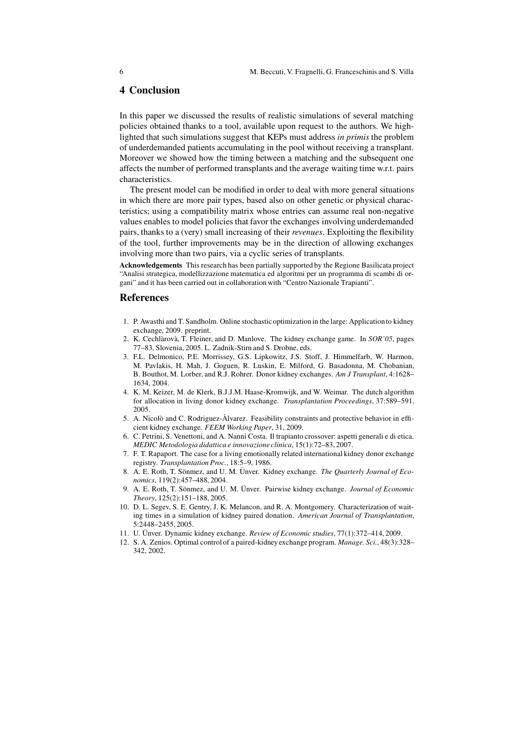## 4 Conclusion

In this paper we discussed the results of realistic simulations of several matching policies obtained thanks to a tool, available upon request to the authors. We highlighted that such simulations suggest that KEPs must address *in primis* the problem of underdemanded patients accumulating in the pool without receiving a transplant. Moreover we showed how the timing between a matching and the subsequent one affects the number of performed transplants and the average waiting time w.r.t. pairs characteristics.

The present model can be modified in order to deal with more general situations in which there are more pair types, based also on other genetic or physical characteristics; using a compatibility matrix whose entries can assume real non-negative values enables to model policies that favor the exchanges involving underdemanded pairs, thanks to a (very) small increasing of their *revenues*. Exploiting the flexibility of the tool, further improvements may be in the direction of allowing exchanges involving more than two pairs, via a cyclic series of transplants.

**Acknowledgements** This research has been partially supported by the Regione Basilicata project "Analisi strategica, modellizzazione matematica ed algoritmi per un programma di scambi di organi" and it has been carried out in collaboration with "Centro Nazionale Trapianti".

## References

1. P. Awasthi and T. Sandholm. Online stochastic optimization in the large: Application to kidney exchange, 2009. preprint.
2. K. Cechlàrovà, T. Fleiner, and D. Manlove. The kidney exchange game. In *SOR'05*, pages 77–83, Slovenia, 2005. L. Zadnik-Stirn and S. Drobne, eds.
3. F.L. Delmonico, P.E. Morrissey, G.S. Lipkowitz, J.S. Stoff, J. Himmelfarb, W. Harmon, M. Pavlakis, H. Mah, J. Goguen, R. Luskin, E. Milford, G. Basadonna, M. Chobanian, B. Bouthot, M. Lorber, and R.J. Rohrer. Donor kidney exchanges. *Am J Transplant*, 4:1628–1634, 2004.
4. K. M. Keizer, M. de Klerk, B.J.J.M. Haase-Kromwijk, and W. Weimar. The dutch algorithm for allocation in living donor kidney exchange. *Transplantation Proceedings*, 37:589–591, 2005.
5. A. Nicolò and C. Rodriguez-Álvarez. Feasibility constraints and protective behavior in efficient kidney exchange. *FEEM Working Paper*, 31, 2009.
6. C. Petrini, S. Venettoni, and A. Nanni Costa. Il trapianto crossover: aspetti generali e di etica. *MEDIC Metodologia didattica e innovazione clinica*, 15(1):72–83, 2007.
7. F. T. Rapaport. The case for a living emotionally related international kidney donor exchange registry. *Transplantation Proc.*, 18:5–9, 1986.
8. A. E. Roth, T. Sönmez, and U. M. Ünver. Kidney exchange. *The Quarterly Journal of Economics*, 119(2):457–488, 2004.
9. A. E. Roth, T. Sönmez, and U. M. Ünver. Pairwise kidney exchange. *Journal of Economic Theory*, 125(2):151–188, 2005.
10. D. L. Segev, S. E. Gentry, J. K. Melancon, and R. A. Montgomery. Characterization of waiting times in a simulation of kidney paired donation. *American Journal of Transplantation*, 5:2448–2455, 2005.
11. U. Ünver. Dynamic kidney exchange. *Review of Economic studies*, 77(1):372–414, 2009.
12. S. A. Zenios. Optimal control of a paired-kidney exchange program. *Manage. Sci.*, 48(3):328–342, 2002.